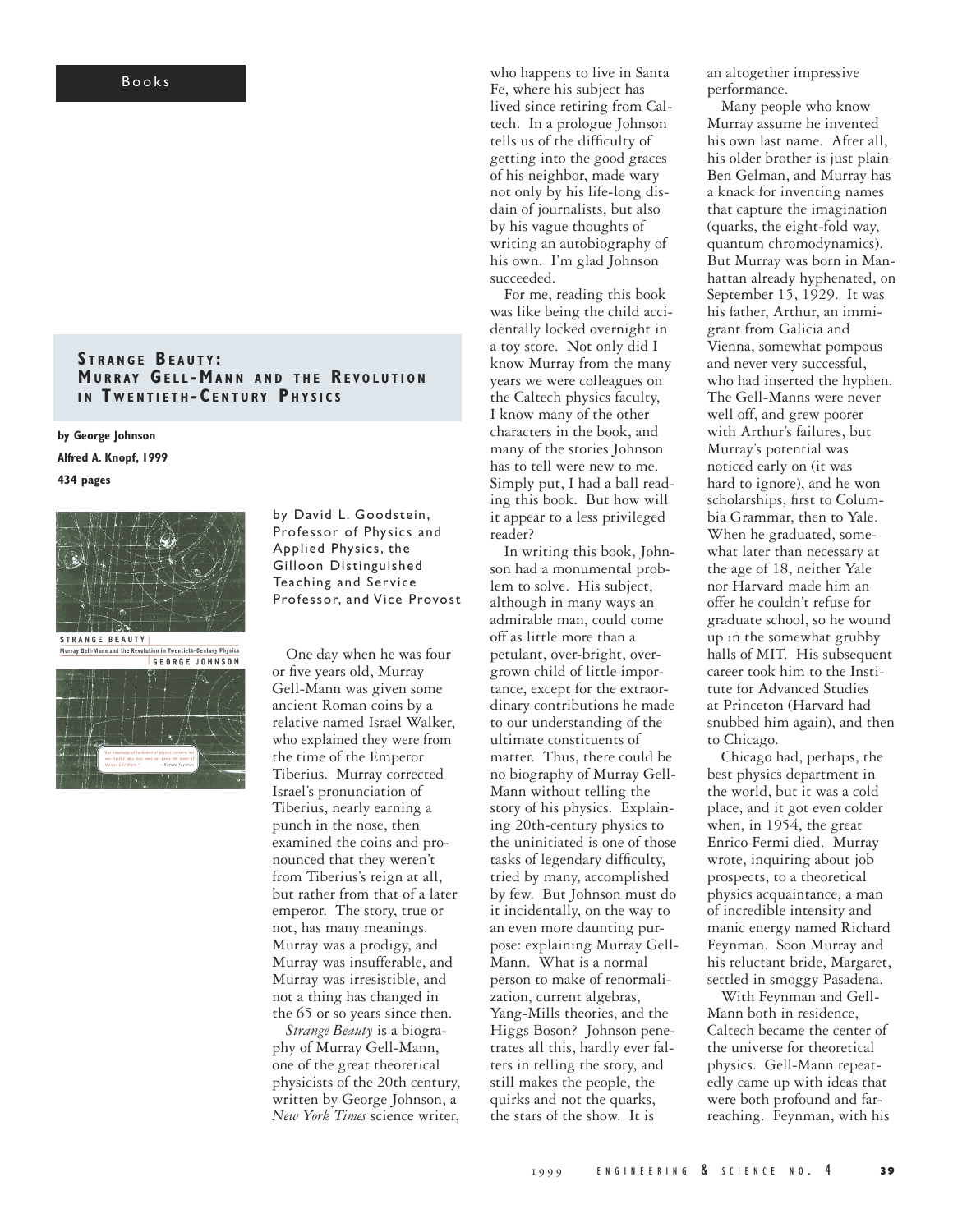Books

## Strange Beauty: Murray Gell-Mann and the Revolution in Twentieth-Century Physics

**by George Johnson**

**Alfred A. Knopf, 1999**

**434 pages**

by David L. Goodstein, Professor of Physics and Applied Physics, the Gilloon Distinguished Teaching and Service Professor, and Vice Provost

One day when he was four or five years old, Murray Gell-Mann was given some ancient Roman coins by a relative named Israel Walker, who explained they were from the time of the Emperor Tiberius. Murray corrected Israel's pronunciation of Tiberius, nearly earning a punch in the nose, then examined the coins and pronounced that they weren't from Tiberius's reign at all, but rather from that of a later emperor. The story, true or not, has many meanings. Murray was a prodigy, and Murray was insufferable, and Murray was irresistible, and not a thing has changed in the 65 or so years since then.

*Strange Beauty* is a biography of Murray Gell-Mann, one of the great theoretical physicists of the 20th century, written by George Johnson, a *New York Times* science writer, who happens to live in Santa Fe, where his subject has lived since retiring from Caltech. In a prologue Johnson tells us of the difficulty of getting into the good graces of his neighbor, made wary not only by his life-long disdain of journalists, but also by his vague thoughts of writing an autobiography of his own. I'm glad Johnson succeeded.

For me, reading this book was like being the child accidentally locked overnight in a toy store. Not only did I know Murray from the many years we were colleagues on the Caltech physics faculty, I know many of the other characters in the book, and many of the stories Johnson has to tell were new to me. Simply put, I had a ball reading this book. But how will it appear to a less privileged reader?

In writing this book, Johnson had a monumental problem to solve. His subject, although in many ways an admirable man, could come off as little more than a petulant, over-bright, overgrown child of little importance, except for the extraordinary contributions he made to our understanding of the ultimate constituents of matter. Thus, there could be no biography of Murray Gell-Mann without telling the story of his physics. Explaining 20th-century physics to the uninitiated is one of those tasks of legendary difficulty, tried by many, accomplished by few. But Johnson must do it incidentally, on the way to an even more daunting purpose: explaining Murray Gell-Mann. What is a normal person to make of renormalization, current algebras, Yang-Mills theories, and the Higgs Boson? Johnson penetrates all this, hardly ever falters in telling the story, and still makes the people, the quirks and not the quarks, the stars of the show. It is an altogether impressive performance.

Many people who know Murray assume he invented his own last name. After all, his older brother is just plain Ben Gelman, and Murray has a knack for inventing names that capture the imagination (quarks, the eight-fold way, quantum chromodynamics). But Murray was born in Manhattan already hyphenated, on September 15, 1929. It was his father, Arthur, an immigrant from Galicia and Vienna, somewhat pompous and never very successful, who had inserted the hyphen. The Gell-Manns were never well off, and grew poorer with Arthur's failures, but Murray's potential was noticed early on (it was hard to ignore), and he won scholarships, first to Columbia Grammar, then to Yale. When he graduated, somewhat later than necessary at the age of 18, neither Yale nor Harvard made him an offer he couldn't refuse for graduate school, so he wound up in the somewhat grubby halls of MIT. His subsequent career took him to the Institute for Advanced Studies at Princeton (Harvard had snubbed him again), and then to Chicago.

Chicago had, perhaps, the best physics department in the world, but it was a cold place, and it got even colder when, in 1954, the great Enrico Fermi died. Murray wrote, inquiring about job prospects, to a theoretical physics acquaintance, a man of incredible intensity and manic energy named Richard Feynman. Soon Murray and his reluctant bride, Margaret, settled in smoggy Pasadena.

With Feynman and Gell-Mann both in residence, Caltech became the center of the universe for theoretical physics. Gell-Mann repeatedly came up with ideas that were both profound and far-reaching. Feynman, with his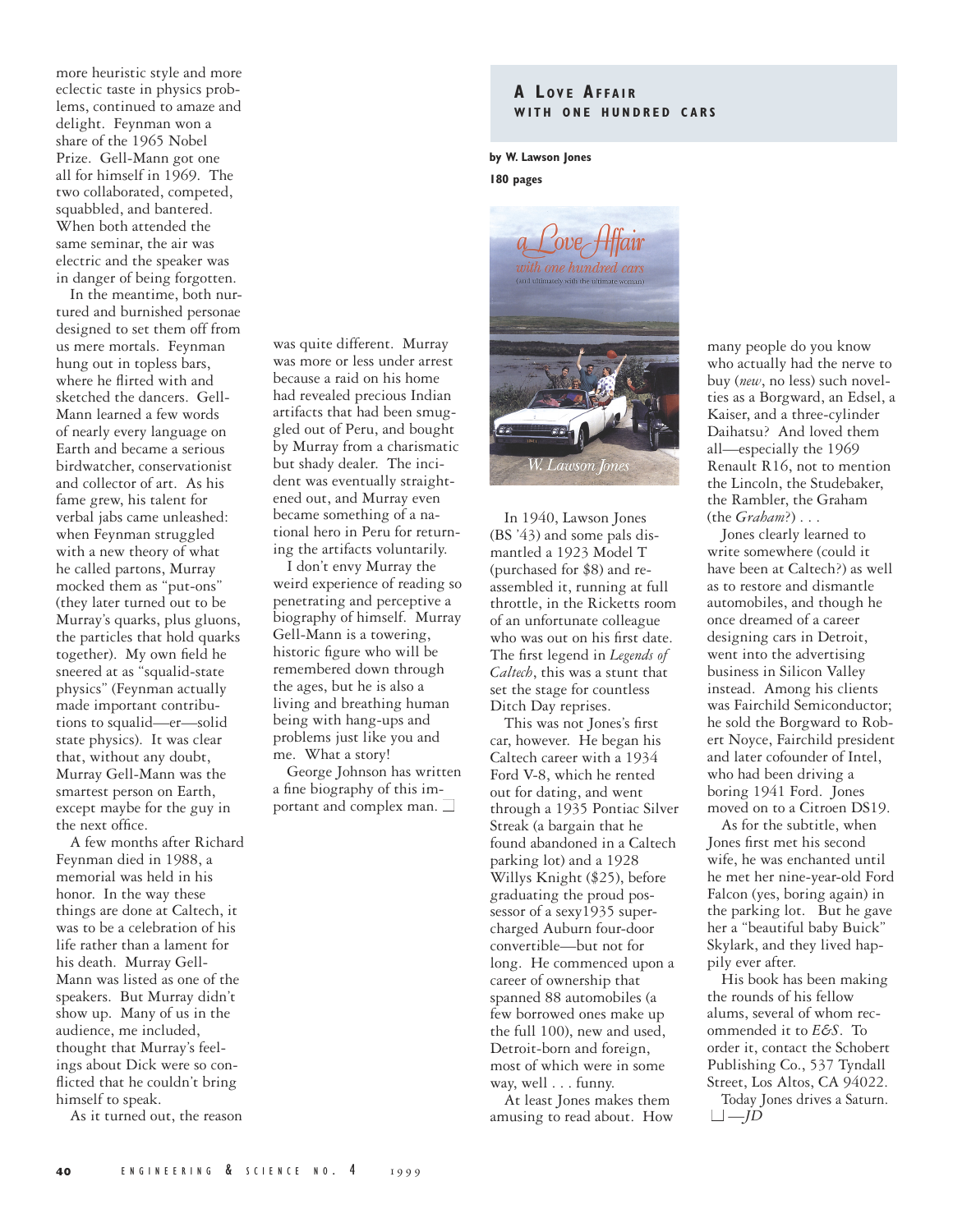more heuristic style and more eclectic taste in physics problems, continued to amaze and delight. Feynman won a share of the 1965 Nobel Prize. Gell-Mann got one all for himself in 1969. The two collaborated, competed, squabbled, and bantered. When both attended the same seminar, the air was electric and the speaker was in danger of being forgotten.

In the meantime, both nurtured and burnished personae designed to set them off from us mere mortals. Feynman hung out in topless bars, where he flirted with and sketched the dancers. Gell-Mann learned a few words of nearly every language on Earth and became a serious birdwatcher, conservationist and collector of art. As his fame grew, his talent for verbal jabs came unleashed: when Feynman struggled with a new theory of what he called partons, Murray mocked them as "put-ons" (they later turned out to be Murray's quarks, plus gluons, the particles that hold quarks together). My own field he sneered at as "squalid-state physics" (Feynman actually made important contributions to squalid—er—solid state physics). It was clear that, without any doubt, Murray Gell-Mann was the smartest person on Earth, except maybe for the guy in the next office.

A few months after Richard Feynman died in 1988, a memorial was held in his honor. In the way these things are done at Caltech, it was to be a celebration of his life rather than a lament for his death. Murray Gell-Mann was listed as one of the speakers. But Murray didn't show up. Many of us in the audience, me included, thought that Murray's feelings about Dick were so conflicted that he couldn't bring himself to speak.

As it turned out, the reason was quite different. Murray was more or less under arrest because a raid on his home had revealed precious Indian artifacts that had been smuggled out of Peru, and bought by Murray from a charismatic but shady dealer. The incident was eventually straightened out, and Murray even became something of a national hero in Peru for returning the artifacts voluntarily.

I don't envy Murray the weird experience of reading so penetrating and perceptive a biography of himself. Murray Gell-Mann is a towering, historic figure who will be remembered down through the ages, but he is also a living and breathing human being with hang-ups and problems just like you and me. What a story!

George Johnson has written a fine biography of this important and complex man. □

## A Love Affair with One Hundred Cars

**by W. Lawson Jones**

**180 pages**

In 1940, Lawson Jones (BS '43) and some pals dismantled a 1923 Model T (purchased for $8) and reassembled it, running at full throttle, in the Ricketts room of an unfortunate colleague who was out on his first date. The first legend in *Legends of Caltech*, this was a stunt that set the stage for countless Ditch Day reprises.

This was not Jones's first car, however. He began his Caltech career with a 1934 Ford V-8, which he rented out for dating, and went through a 1935 Pontiac Silver Streak (a bargain that he found abandoned in a Caltech parking lot) and a 1928 Willys Knight ($25), before graduating the proud possessor of a sexy1935 supercharged Auburn four-door convertible—but not for long. He commenced upon a career of ownership that spanned 88 automobiles (a few borrowed ones make up the full 100), new and used, Detroit-born and foreign, most of which were in some way, well . . . funny.

At least Jones makes them amusing to read about. How many people do you know who actually had the nerve to buy (*new*, no less) such novelties as a Borgward, an Edsel, a Kaiser, and a three-cylinder Daihatsu? And loved them all—especially the 1969 Renault R16, not to mention the Lincoln, the Studebaker, the Rambler, the Graham (the *Graham*?) . . .

Jones clearly learned to write somewhere (could it have been at Caltech?) as well as to restore and dismantle automobiles, and though he once dreamed of a career designing cars in Detroit, went into the advertising business in Silicon Valley instead. Among his clients was Fairchild Semiconductor; he sold the Borgward to Robert Noyce, Fairchild president and later cofounder of Intel, who had been driving a boring 1941 Ford. Jones moved on to a Citroen DS19.

As for the subtitle, when Jones first met his second wife, he was enchanted until he met her nine-year-old Ford Falcon (yes, boring again) in the parking lot. But he gave her a "beautiful baby Buick" Skylark, and they lived happily ever after.

His book has been making the rounds of his fellow alums, several of whom recommended it to *E&S*. To order it, contact the Schobert Publishing Co., 537 Tyndall Street, Los Altos, CA 94022.

Today Jones drives a Saturn. □ *—JD*